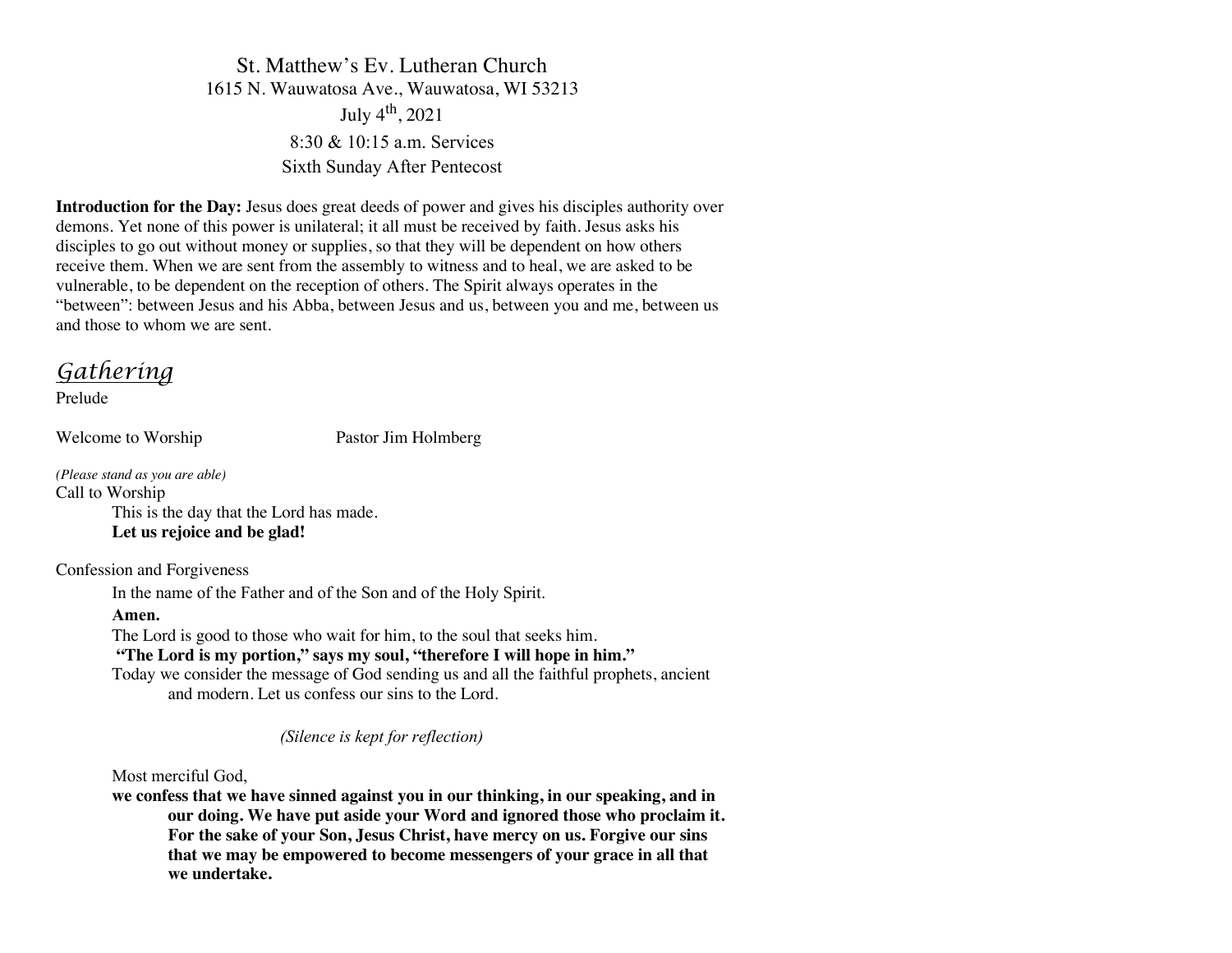St. Matthew's Ev. Lutheran Church
1615 N. Wauwatosa Ave., Wauwatosa, WI 53213
July 4th, 2021
8:30 & 10:15 a.m. Services
Sixth Sunday After Pentecost

**Introduction for the Day:** Jesus does great deeds of power and gives his disciples authority over demons. Yet none of this power is unilateral; it all must be received by faith. Jesus asks his disciples to go out without money or supplies, so that they will be dependent on how others receive them. When we are sent from the assembly to witness and to heal, we are asked to be vulnerable, to be dependent on the reception of others. The Spirit always operates in the "between": between Jesus and his Abba, between Jesus and us, between you and me, between us and those to whom we are sent.

## *Gathering*

Prelude

Welcome to Worship Pastor Jim Holmberg

*(Please stand as you are able)*

Call to Worship

This is the day that the Lord has made.
**Let us rejoice and be glad!**

Confession and Forgiveness

In the name of the Father and of the Son and of the Holy Spirit.
**Amen.**
The Lord is good to those who wait for him, to the soul that seeks him.
**"The Lord is my portion," says my soul, "therefore I will hope in him."**
Today we consider the message of God sending us and all the faithful prophets, ancient and modern. Let us confess our sins to the Lord.

*(Silence is kept for reflection)*

Most merciful God,
**we confess that we have sinned against you in our thinking, in our speaking, and in our doing. We have put aside your Word and ignored those who proclaim it. For the sake of your Son, Jesus Christ, have mercy on us. Forgive our sins that we may be empowered to become messengers of your grace in all that we undertake.**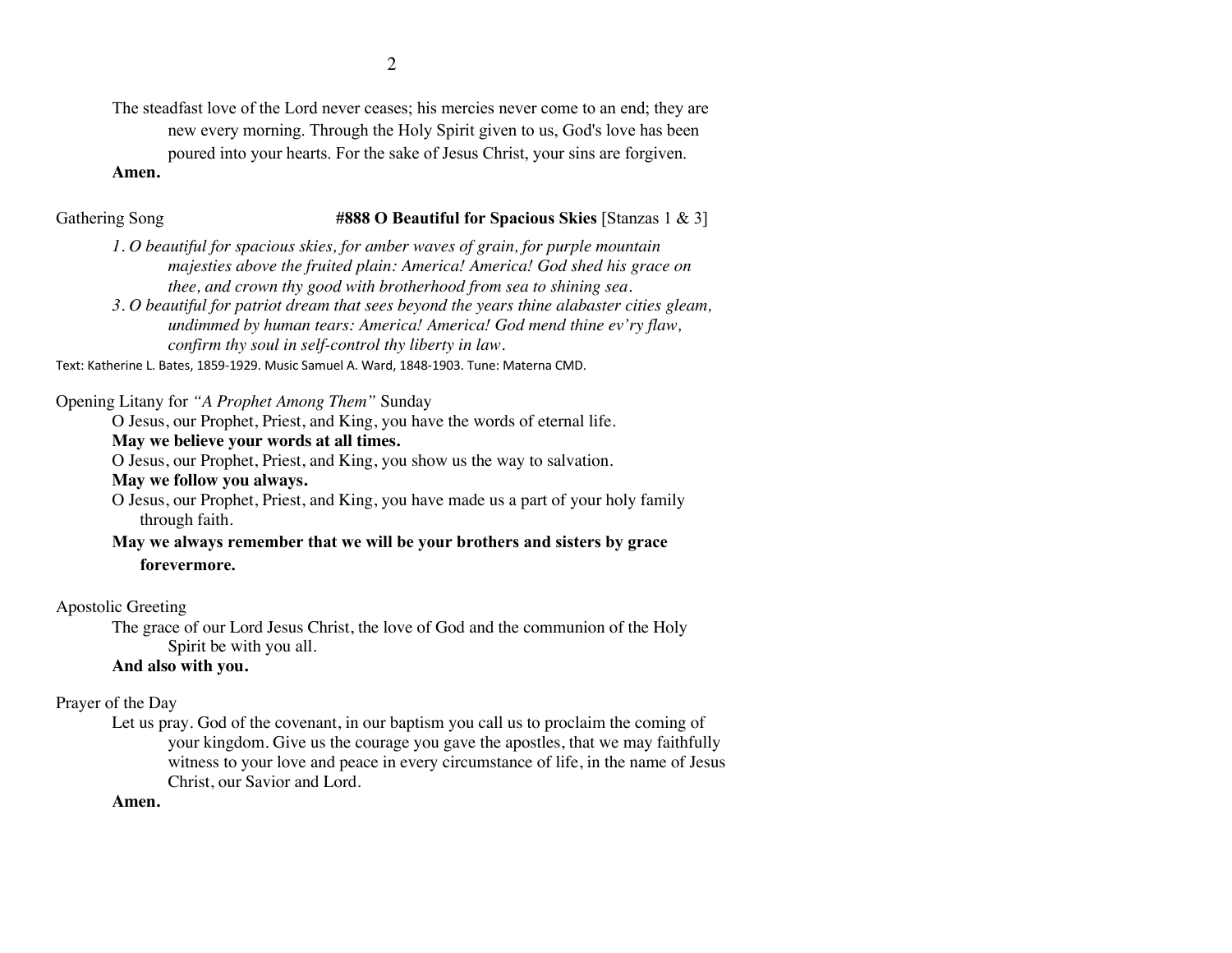The steadfast love of the Lord never ceases; his mercies never come to an end; they are new every morning. Through the Holy Spirit given to us, God's love has been poured into your hearts. For the sake of Jesus Christ, your sins are forgiven.

**Amen.**

Gathering Song **#888 O Beautiful for Spacious Skies** [Stanzas 1 & 3]

*1. O beautiful for spacious skies, for amber waves of grain, for purple mountain majesties above the fruited plain: America! America! God shed his grace on thee, and crown thy good with brotherhood from sea to shining sea.*

*3. O beautiful for patriot dream that sees beyond the years thine alabaster cities gleam, undimmed by human tears: America! America! God mend thine ev'ry flaw, confirm thy soul in self-control thy liberty in law.*

Text: Katherine L. Bates, 1859-1929. Music Samuel A. Ward, 1848-1903. Tune: Materna CMD.

Opening Litany for *"A Prophet Among Them"* Sunday

O Jesus, our Prophet, Priest, and King, you have the words of eternal life.

**May we believe your words at all times.**

O Jesus, our Prophet, Priest, and King, you show us the way to salvation.

**May we follow you always.**

O Jesus, our Prophet, Priest, and King, you have made us a part of your holy family through faith.

**May we always remember that we will be your brothers and sisters by grace forevermore.**

Apostolic Greeting

The grace of our Lord Jesus Christ, the love of God and the communion of the Holy Spirit be with you all.

**And also with you.**

Prayer of the Day

Let us pray. God of the covenant, in our baptism you call us to proclaim the coming of your kingdom. Give us the courage you gave the apostles, that we may faithfully witness to your love and peace in every circumstance of life, in the name of Jesus Christ, our Savior and Lord.

**Amen.**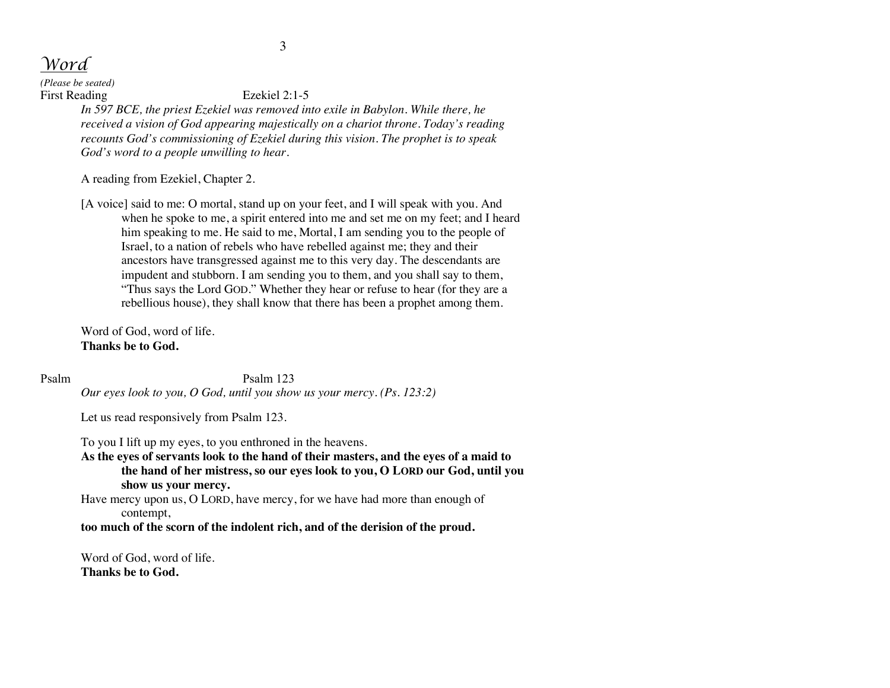## *Word*

*(Please be seated)*

First Reading Ezekiel 2:1-5

*In 597 BCE, the priest Ezekiel was removed into exile in Babylon. While there, he received a vision of God appearing majestically on a chariot throne. Today's reading recounts God's commissioning of Ezekiel during this vision. The prophet is to speak God's word to a people unwilling to hear.*

A reading from Ezekiel, Chapter 2.

[A voice] said to me: O mortal, stand up on your feet, and I will speak with you. And when he spoke to me, a spirit entered into me and set me on my feet; and I heard him speaking to me. He said to me, Mortal, I am sending you to the people of Israel, to a nation of rebels who have rebelled against me; they and their ancestors have transgressed against me to this very day. The descendants are impudent and stubborn. I am sending you to them, and you shall say to them, "Thus says the Lord GOD." Whether they hear or refuse to hear (for they are a rebellious house), they shall know that there has been a prophet among them.

Word of God, word of life.
**Thanks be to God.**

Psalm Psalm 123

*Our eyes look to you, O God, until you show us your mercy. (Ps. 123:2)*

Let us read responsively from Psalm 123.

To you I lift up my eyes, to you enthroned in the heavens.
**As the eyes of servants look to the hand of their masters, and the eyes of a maid to the hand of her mistress, so our eyes look to you, O LORD our God, until you show us your mercy.**
Have mercy upon us, O LORD, have mercy, for we have had more than enough of contempt,
**too much of the scorn of the indolent rich, and of the derision of the proud.**

Word of God, word of life.
**Thanks be to God.**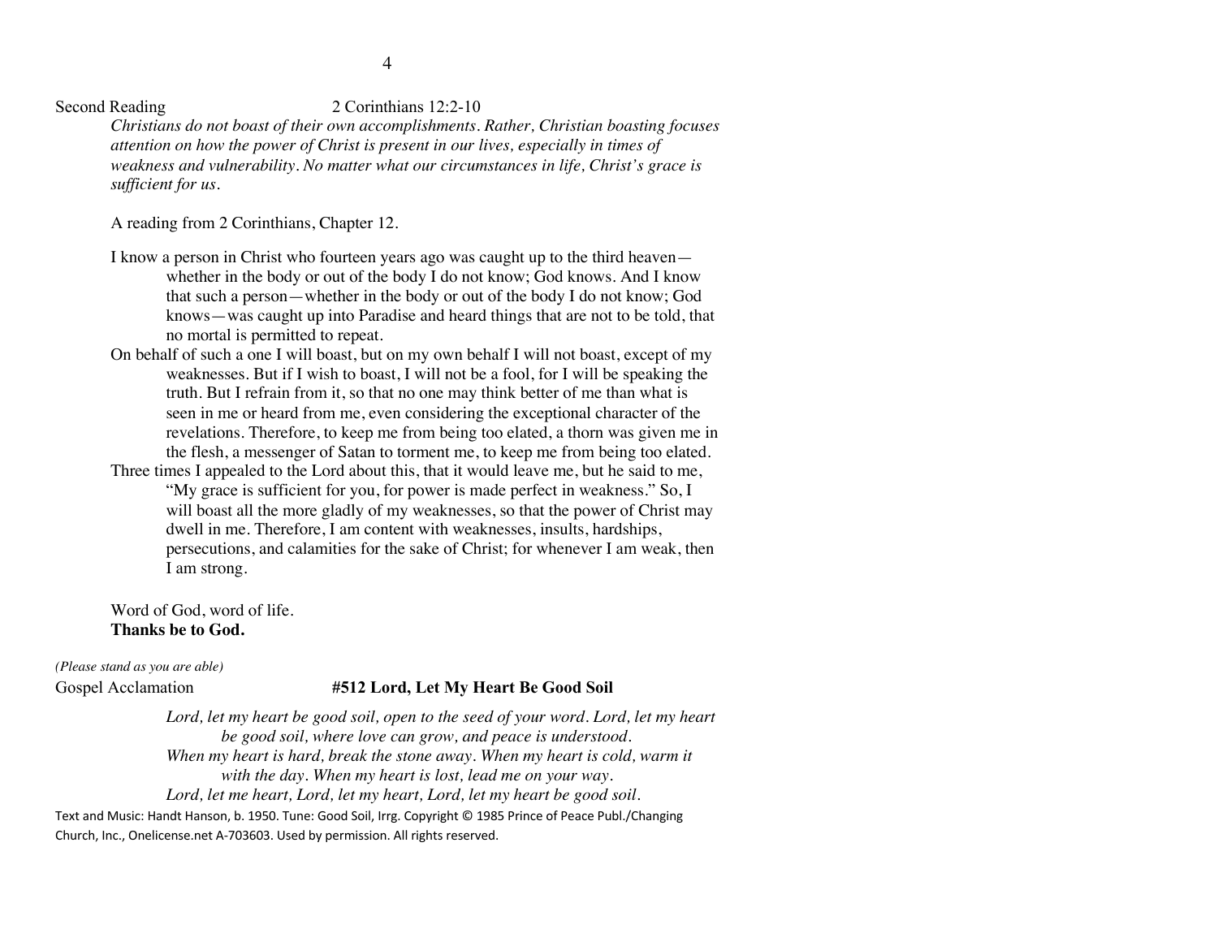Second Reading 2 Corinthians 12:2-10

*Christians do not boast of their own accomplishments. Rather, Christian boasting focuses attention on how the power of Christ is present in our lives, especially in times of weakness and vulnerability. No matter what our circumstances in life, Christ's grace is sufficient for us.*

A reading from 2 Corinthians, Chapter 12.

I know a person in Christ who fourteen years ago was caught up to the third heaven—whether in the body or out of the body I do not know; God knows. And I know that such a person—whether in the body or out of the body I do not know; God knows—was caught up into Paradise and heard things that are not to be told, that no mortal is permitted to repeat.

On behalf of such a one I will boast, but on my own behalf I will not boast, except of my weaknesses. But if I wish to boast, I will not be a fool, for I will be speaking the truth. But I refrain from it, so that no one may think better of me than what is seen in me or heard from me, even considering the exceptional character of the revelations. Therefore, to keep me from being too elated, a thorn was given me in the flesh, a messenger of Satan to torment me, to keep me from being too elated.

Three times I appealed to the Lord about this, that it would leave me, but he said to me, "My grace is sufficient for you, for power is made perfect in weakness." So, I will boast all the more gladly of my weaknesses, so that the power of Christ may dwell in me. Therefore, I am content with weaknesses, insults, hardships, persecutions, and calamities for the sake of Christ; for whenever I am weak, then I am strong.

Word of God, word of life.
**Thanks be to God.**

*(Please stand as you are able)*

Gospel Acclamation **#512 Lord, Let My Heart Be Good Soil**

*Lord, let my heart be good soil, open to the seed of your word. Lord, let my heart be good soil, where love can grow, and peace is understood.*
*When my heart is hard, break the stone away. When my heart is cold, warm it with the day. When my heart is lost, lead me on your way.*
*Lord, let me heart, Lord, let my heart, Lord, let my heart be good soil.*

Text and Music: Handt Hanson, b. 1950. Tune: Good Soil, Irrg. Copyright © 1985 Prince of Peace Publ./Changing Church, Inc., Onelicense.net A-703603. Used by permission. All rights reserved.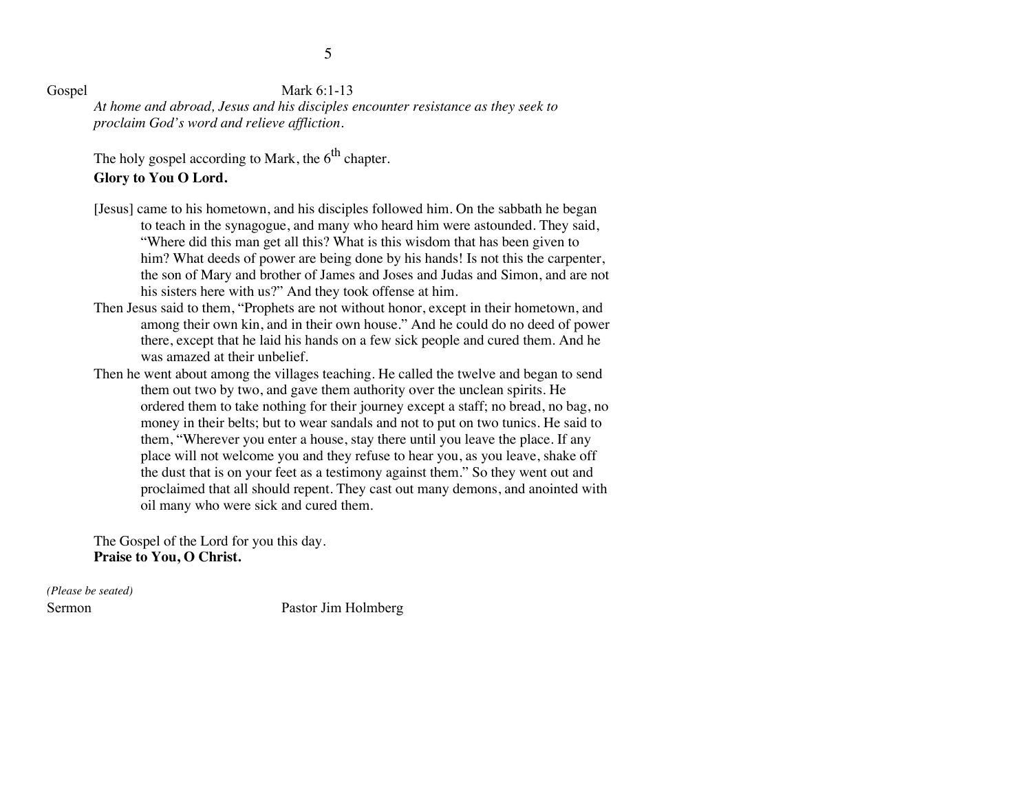Gospel Mark 6:1-13

*At home and abroad, Jesus and his disciples encounter resistance as they seek to proclaim God's word and relieve affliction.*

The holy gospel according to Mark, the 6th chapter.

**Glory to You O Lord.**

[Jesus] came to his hometown, and his disciples followed him. On the sabbath he began to teach in the synagogue, and many who heard him were astounded. They said, "Where did this man get all this? What is this wisdom that has been given to him? What deeds of power are being done by his hands! Is not this the carpenter, the son of Mary and brother of James and Joses and Judas and Simon, and are not his sisters here with us?" And they took offense at him.

Then Jesus said to them, "Prophets are not without honor, except in their hometown, and among their own kin, and in their own house." And he could do no deed of power there, except that he laid his hands on a few sick people and cured them. And he was amazed at their unbelief.

Then he went about among the villages teaching. He called the twelve and began to send them out two by two, and gave them authority over the unclean spirits. He ordered them to take nothing for their journey except a staff; no bread, no bag, no money in their belts; but to wear sandals and not to put on two tunics. He said to them, "Wherever you enter a house, stay there until you leave the place. If any place will not welcome you and they refuse to hear you, as you leave, shake off the dust that is on your feet as a testimony against them." So they went out and proclaimed that all should repent. They cast out many demons, and anointed with oil many who were sick and cured them.

The Gospel of the Lord for you this day.

**Praise to You, O Christ.**

*(Please be seated)*

Sermon Pastor Jim Holmberg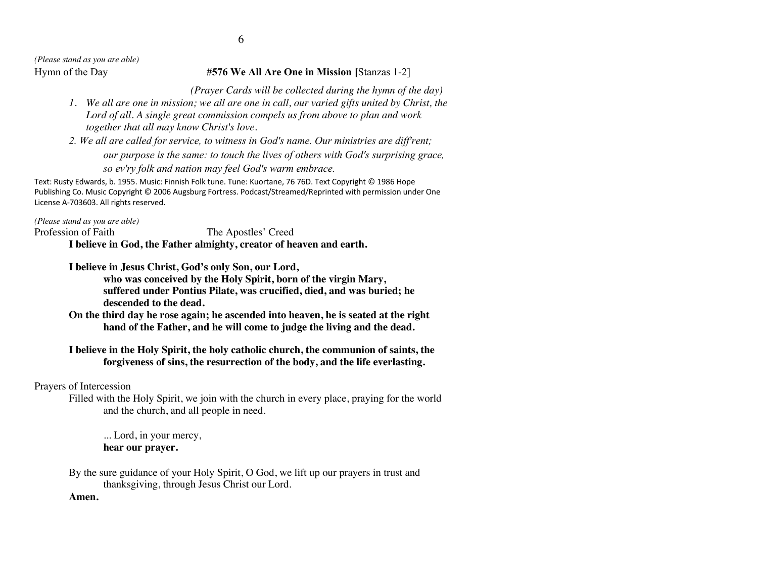*(Please stand as you are able)*

Hymn of the Day **#576 We All Are One in Mission [**Stanzas 1-2]

*(Prayer Cards will be collected during the hymn of the day)*

1. *We all are one in mission; we all are one in call, our varied gifts united by Christ, the Lord of all. A single great commission compels us from above to plan and work together that all may know Christ's love.*
2. *We all are called for service, to witness in God's name. Our ministries are diff'rent; our purpose is the same: to touch the lives of others with God's surprising grace, so ev'ry folk and nation may feel God's warm embrace.*

Text: Rusty Edwards, b. 1955. Music: Finnish Folk tune. Tune: Kuortane, 76 76D. Text Copyright © 1986 Hope Publishing Co. Music Copyright © 2006 Augsburg Fortress. Podcast/Streamed/Reprinted with permission under One License A-703603. All rights reserved.

*(Please stand as you are able)*

Profession of Faith The Apostles' Creed

**I believe in God, the Father almighty, creator of heaven and earth.**

**I believe in Jesus Christ, God's only Son, our Lord, who was conceived by the Holy Spirit, born of the virgin Mary, suffered under Pontius Pilate, was crucified, died, and was buried; he descended to the dead.**
**On the third day he rose again; he ascended into heaven, he is seated at the right hand of the Father, and he will come to judge the living and the dead.**

**I believe in the Holy Spirit, the holy catholic church, the communion of saints, the forgiveness of sins, the resurrection of the body, and the life everlasting.**

Prayers of Intercession

Filled with the Holy Spirit, we join with the church in every place, praying for the world and the church, and all people in need.

... Lord, in your mercy,
**hear our prayer.**

By the sure guidance of your Holy Spirit, O God, we lift up our prayers in trust and thanksgiving, through Jesus Christ our Lord.
**Amen.**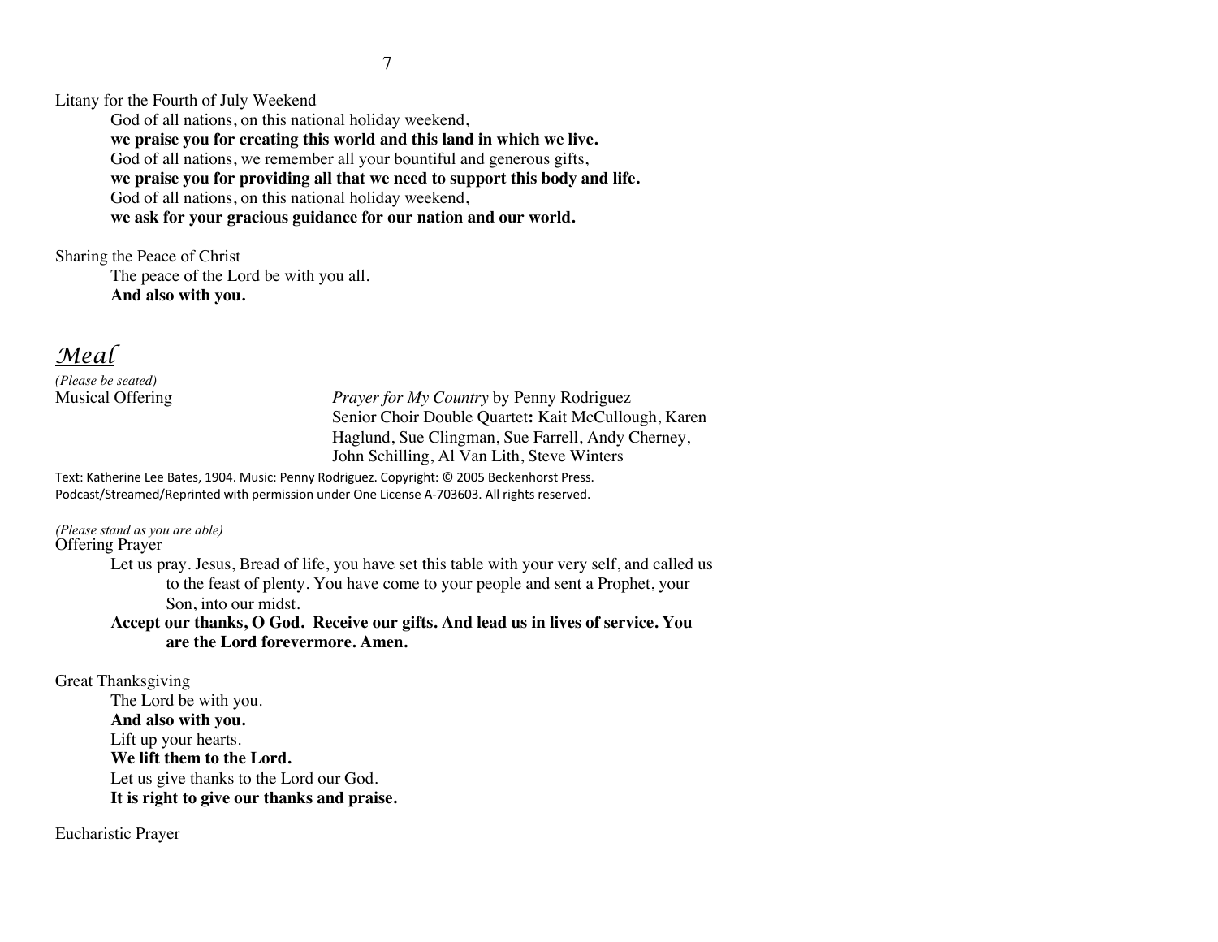Litany for the Fourth of July Weekend

God of all nations, on this national holiday weekend,
**we praise you for creating this world and this land in which we live.**
God of all nations, we remember all your bountiful and generous gifts,
**we praise you for providing all that we need to support this body and life.**
God of all nations, on this national holiday weekend,
**we ask for your gracious guidance for our nation and our world.**

Sharing the Peace of Christ

The peace of the Lord be with you all.
**And also with you.**

## *Meal*

*(Please be seated)*

Musical Offering — *Prayer for My Country* by Penny Rodriguez
Senior Choir Double Quartet**:** Kait McCullough, Karen Haglund, Sue Clingman, Sue Farrell, Andy Cherney, John Schilling, Al Van Lith, Steve Winters

Text: Katherine Lee Bates, 1904. Music: Penny Rodriguez. Copyright: © 2005 Beckenhorst Press. Podcast/Streamed/Reprinted with permission under One License A-703603. All rights reserved.

*(Please stand as you are able)*

Offering Prayer

Let us pray. Jesus, Bread of life, you have set this table with your very self, and called us to the feast of plenty. You have come to your people and sent a Prophet, your Son, into our midst.
**Accept our thanks, O God. Receive our gifts. And lead us in lives of service. You are the Lord forevermore. Amen.**

Great Thanksgiving

The Lord be with you.
**And also with you.**
Lift up your hearts.
**We lift them to the Lord.**
Let us give thanks to the Lord our God.
**It is right to give our thanks and praise.**

Eucharistic Prayer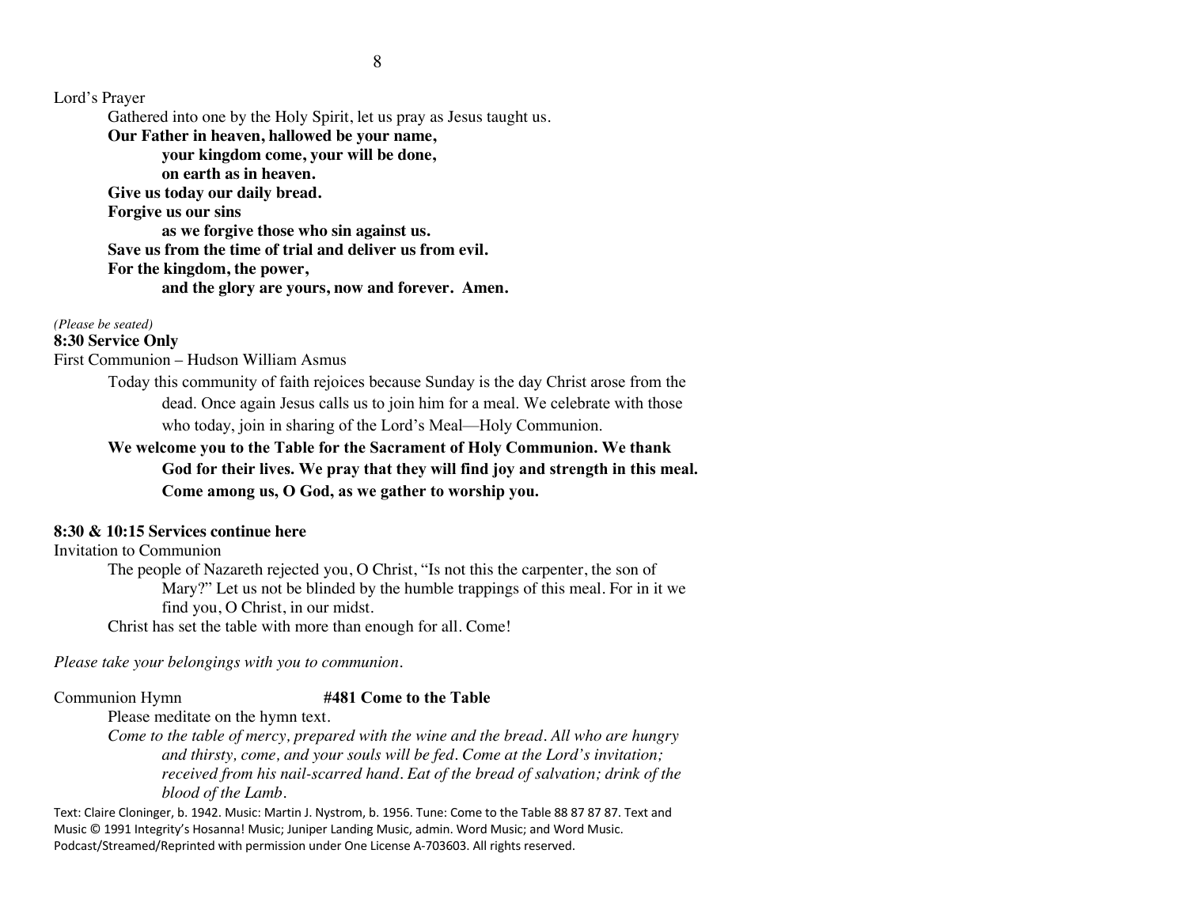Lord's Prayer

Gathered into one by the Holy Spirit, let us pray as Jesus taught us.

**Our Father in heaven, hallowed be your name,**
**your kingdom come, your will be done,**
**on earth as in heaven.**
**Give us today our daily bread.**
**Forgive us our sins**
**as we forgive those who sin against us.**
**Save us from the time of trial and deliver us from evil.**
**For the kingdom, the power,**
**and the glory are yours, now and forever. Amen.**

*(Please be seated)*

**8:30 Service Only**

First Communion – Hudson William Asmus

Today this community of faith rejoices because Sunday is the day Christ arose from the dead. Once again Jesus calls us to join him for a meal. We celebrate with those who today, join in sharing of the Lord's Meal—Holy Communion.

**We welcome you to the Table for the Sacrament of Holy Communion. We thank God for their lives. We pray that they will find joy and strength in this meal. Come among us, O God, as we gather to worship you.**

**8:30 & 10:15 Services continue here**

Invitation to Communion

The people of Nazareth rejected you, O Christ, "Is not this the carpenter, the son of Mary?" Let us not be blinded by the humble trappings of this meal. For in it we find you, O Christ, in our midst.

Christ has set the table with more than enough for all. Come!

*Please take your belongings with you to communion.*

Communion Hymn **#481 Come to the Table**

Please meditate on the hymn text.

*Come to the table of mercy, prepared with the wine and the bread. All who are hungry and thirsty, come, and your souls will be fed. Come at the Lord's invitation; received from his nail-scarred hand. Eat of the bread of salvation; drink of the blood of the Lamb.*

Text: Claire Cloninger, b. 1942. Music: Martin J. Nystrom, b. 1956. Tune: Come to the Table 88 87 87 87. Text and Music © 1991 Integrity's Hosanna! Music; Juniper Landing Music, admin. Word Music; and Word Music. Podcast/Streamed/Reprinted with permission under One License A-703603. All rights reserved.